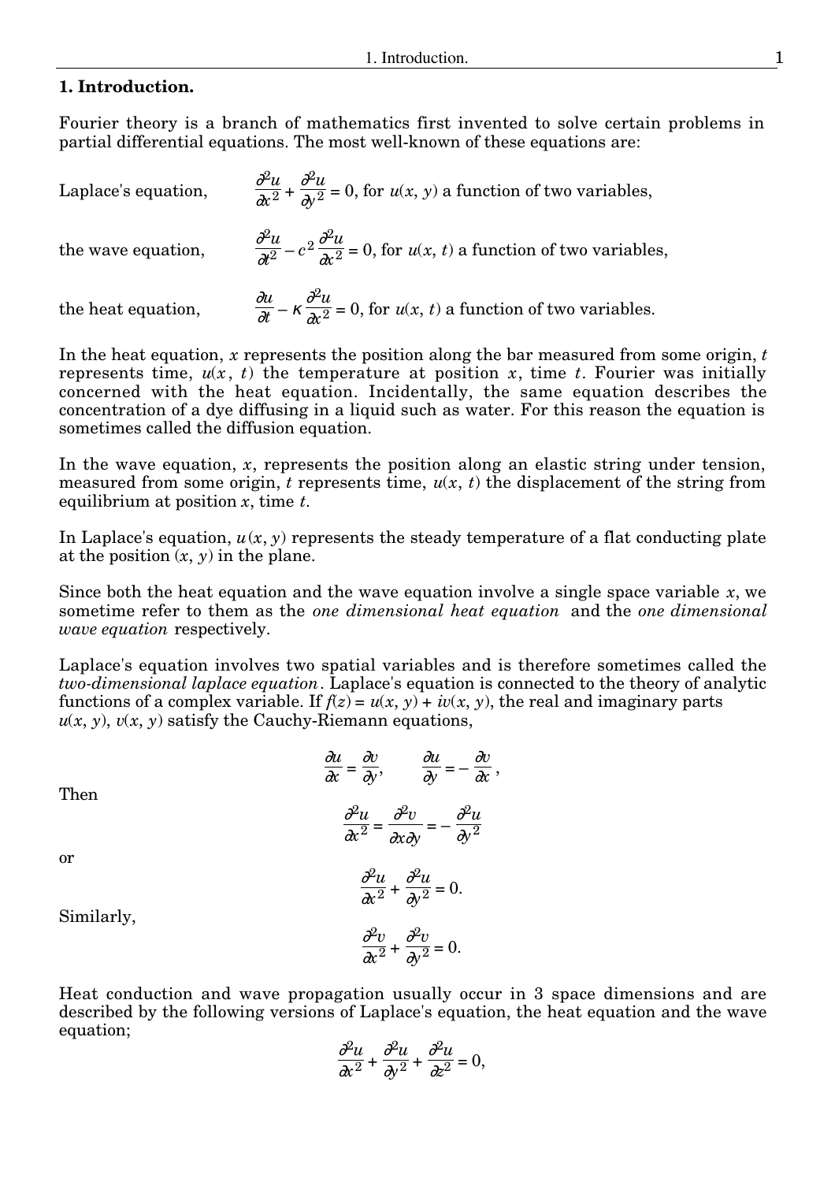# 1. Introduction.

Fourier theory is a branch of mathematics first invented to solve certain problems in partial differential equations. The most well-known of these equations are:

Laplace's equation, $\dfrac{\partial^2 u}{\partial x^2} + \dfrac{\partial^2 u}{\partial y^2} = 0$, for $u(x, y)$ a function of two variables,

the wave equation, $\dfrac{\partial^2 u}{\partial t^2} - c^2 \dfrac{\partial^2 u}{\partial x^2} = 0$, for $u(x, t)$ a function of two variables,

the heat equation, $\dfrac{\partial u}{\partial t} - \kappa \dfrac{\partial^2 u}{\partial x^2} = 0$, for $u(x, t)$ a function of two variables.

In the heat equation, $x$ represents the position along the bar measured from some origin, $t$ represents time, $u(x, t)$ the temperature at position $x$, time $t$. Fourier was initially concerned with the heat equation. Incidentally, the same equation describes the concentration of a dye diffusing in a liquid such as water. For this reason the equation is sometimes called the diffusion equation.

In the wave equation, $x$, represents the position along an elastic string under tension, measured from some origin, $t$ represents time, $u(x, t)$ the displacement of the string from equilibrium at position $x$, time $t$.

In Laplace's equation, $u(x, y)$ represents the steady temperature of a flat conducting plate at the position $(x, y)$ in the plane.

Since both the heat equation and the wave equation involve a single space variable $x$, we sometime refer to them as the *one dimensional heat equation* and the *one dimensional wave equation* respectively.

Laplace's equation involves two spatial variables and is therefore sometimes called the *two-dimensional laplace equation*. Laplace's equation is connected to the theory of analytic functions of a complex variable. If $f(z) = u(x, y) + iv(x, y)$, the real and imaginary parts $u(x, y)$, $v(x, y)$ satisfy the Cauchy-Riemann equations,

$$\frac{\partial u}{\partial x} = \frac{\partial v}{\partial y}, \qquad \frac{\partial u}{\partial y} = -\frac{\partial v}{\partial x},$$

Then

$$\frac{\partial^2 u}{\partial x^2} = \frac{\partial^2 v}{\partial x \partial y} = -\frac{\partial^2 u}{\partial y^2}$$

or

$$\frac{\partial^2 u}{\partial x^2} + \frac{\partial^2 u}{\partial y^2} = 0.$$

Similarly,

$$\frac{\partial^2 v}{\partial x^2} + \frac{\partial^2 v}{\partial y^2} = 0.$$

Heat conduction and wave propagation usually occur in 3 space dimensions and are described by the following versions of Laplace's equation, the heat equation and the wave equation;

$$\frac{\partial^2 u}{\partial x^2} + \frac{\partial^2 u}{\partial y^2} + \frac{\partial^2 u}{\partial z^2} = 0,$$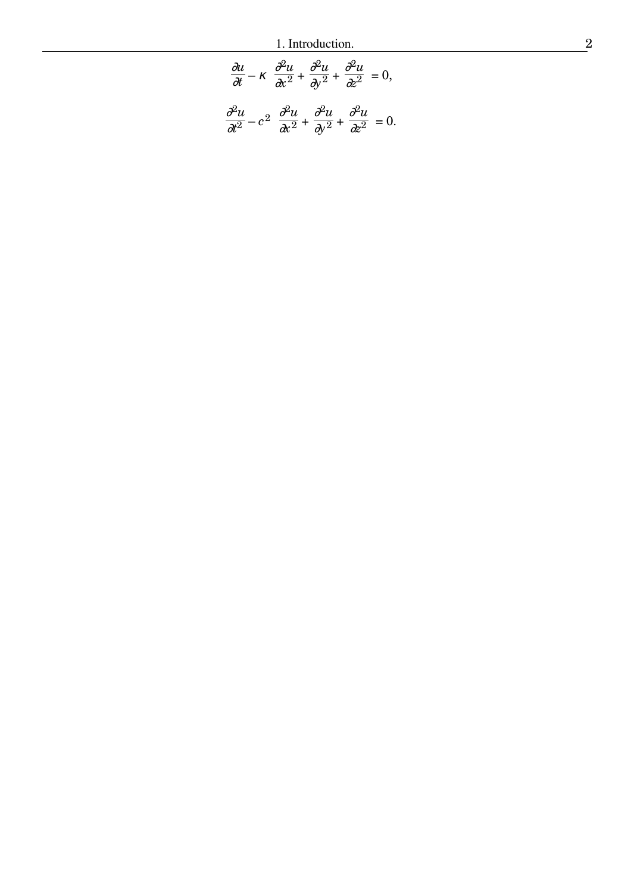$$\frac{\partial u}{\partial t} - \kappa \left( \frac{\partial^2 u}{\partial x^2} + \frac{\partial^2 u}{\partial y^2} + \frac{\partial^2 u}{\partial z^2} \right) = 0,$$

$$\frac{\partial^2 u}{\partial t^2} - c^2 \left( \frac{\partial^2 u}{\partial x^2} + \frac{\partial^2 u}{\partial y^2} + \frac{\partial^2 u}{\partial z^2} \right) = 0.$$